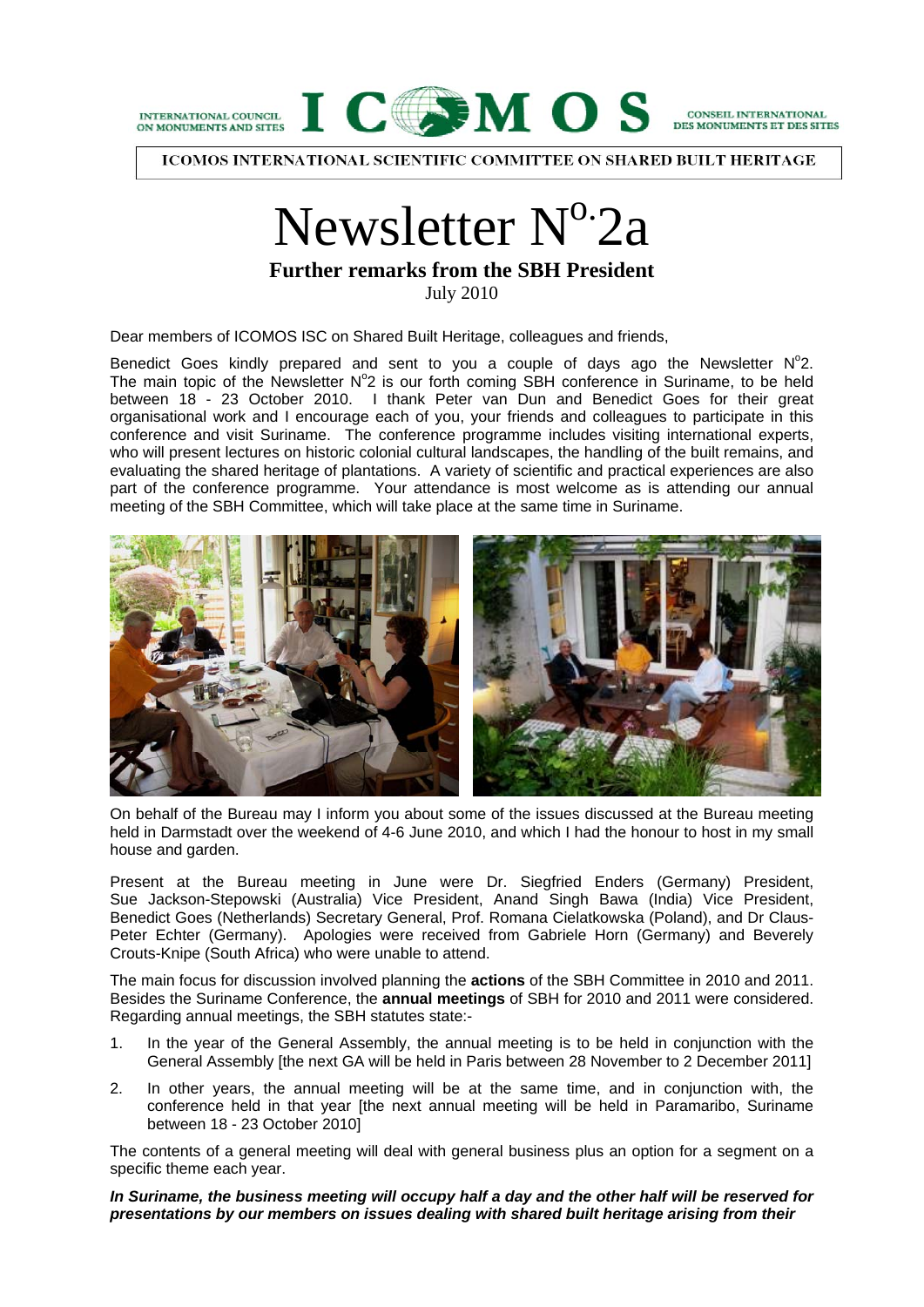INTERNATIONAL COUNCIL ON MONUMENTS AND SITES — ICOMOS — CONSEIL INTERNATIONAL DES MONUMENTS ET DES SITES

ICOMOS INTERNATIONAL SCIENTIFIC COMMITTEE ON SHARED BUILT HERITAGE

# Newsletter N$^{o.}$2a

## Further remarks from the SBH President

July 2010

Dear members of ICOMOS ISC on Shared Built Heritage, colleagues and friends,

Benedict Goes kindly prepared and sent to you a couple of days ago the Newsletter N$^{o}$2. The main topic of the Newsletter N$^{o}$2 is our forth coming SBH conference in Suriname, to be held between 18 - 23 October 2010. I thank Peter van Dun and Benedict Goes for their great organisational work and I encourage each of you, your friends and colleagues to participate in this conference and visit Suriname. The conference programme includes visiting international experts, who will present lectures on historic colonial cultural landscapes, the handling of the built remains, and evaluating the shared heritage of plantations. A variety of scientific and practical experiences are also part of the conference programme. Your attendance is most welcome as is attending our annual meeting of the SBH Committee, which will take place at the same time in Suriname.

On behalf of the Bureau may I inform you about some of the issues discussed at the Bureau meeting held in Darmstadt over the weekend of 4-6 June 2010, and which I had the honour to host in my small house and garden.

Present at the Bureau meeting in June were Dr. Siegfried Enders (Germany) President, Sue Jackson-Stepowski (Australia) Vice President, Anand Singh Bawa (India) Vice President, Benedict Goes (Netherlands) Secretary General, Prof. Romana Cielatkowska (Poland), and Dr Claus-Peter Echter (Germany). Apologies were received from Gabriele Horn (Germany) and Beverely Crouts-Knipe (South Africa) who were unable to attend.

The main focus for discussion involved planning the **actions** of the SBH Committee in 2010 and 2011. Besides the Suriname Conference, the **annual meetings** of SBH for 2010 and 2011 were considered. Regarding annual meetings, the SBH statutes state:-

1. In the year of the General Assembly, the annual meeting is to be held in conjunction with the General Assembly [the next GA will be held in Paris between 28 November to 2 December 2011]
2. In other years, the annual meeting will be at the same time, and in conjunction with, the conference held in that year [the next annual meeting will be held in Paramaribo, Suriname between 18 - 23 October 2010]

The contents of a general meeting will deal with general business plus an option for a segment on a specific theme each year.

***In Suriname, the business meeting will occupy half a day and the other half will be reserved for presentations by our members on issues dealing with shared built heritage arising from their***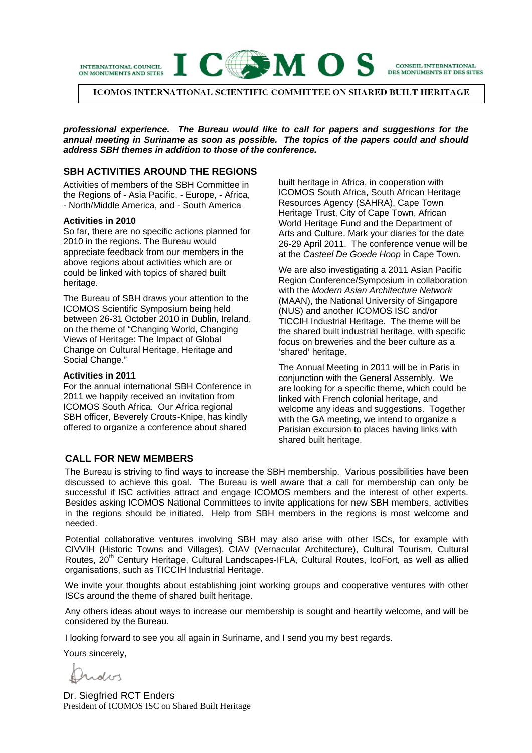***professional experience. The Bureau would like to call for papers and suggestions for the annual meeting in Suriname as soon as possible. The topics of the papers could and should address SBH themes in addition to those of the conference.***

## SBH ACTIVITIES AROUND THE REGIONS

Activities of members of the SBH Committee in the Regions of - Asia Pacific, - Europe, - Africa, - North/Middle America, and - South America

**Activities in 2010**

So far, there are no specific actions planned for 2010 in the regions. The Bureau would appreciate feedback from our members in the above regions about activities which are or could be linked with topics of shared built heritage.

The Bureau of SBH draws your attention to the ICOMOS Scientific Symposium being held between 26-31 October 2010 in Dublin, Ireland, on the theme of "Changing World, Changing Views of Heritage: The Impact of Global Change on Cultural Heritage, Heritage and Social Change."

**Activities in 2011**

For the annual international SBH Conference in 2011 we happily received an invitation from ICOMOS South Africa. Our Africa regional SBH officer, Beverely Crouts-Knipe, has kindly offered to organize a conference about shared built heritage in Africa, in cooperation with ICOMOS South Africa, South African Heritage Resources Agency (SAHRA), Cape Town Heritage Trust, City of Cape Town, African World Heritage Fund and the Department of Arts and Culture. Mark your diaries for the date 26-29 April 2011. The conference venue will be at the *Casteel De Goede Hoop* in Cape Town.

We are also investigating a 2011 Asian Pacific Region Conference/Symposium in collaboration with the *Modern Asian Architecture Network* (MAAN), the National University of Singapore (NUS) and another ICOMOS ISC and/or TICCIH Industrial Heritage. The theme will be the shared built industrial heritage, with specific focus on breweries and the beer culture as a 'shared' heritage.

The Annual Meeting in 2011 will be in Paris in conjunction with the General Assembly. We are looking for a specific theme, which could be linked with French colonial heritage, and welcome any ideas and suggestions. Together with the GA meeting, we intend to organize a Parisian excursion to places having links with shared built heritage.

## CALL FOR NEW MEMBERS

The Bureau is striving to find ways to increase the SBH membership. Various possibilities have been discussed to achieve this goal. The Bureau is well aware that a call for membership can only be successful if ISC activities attract and engage ICOMOS members and the interest of other experts. Besides asking ICOMOS National Committees to invite applications for new SBH members, activities in the regions should be initiated. Help from SBH members in the regions is most welcome and needed.

Potential collaborative ventures involving SBH may also arise with other ISCs, for example with CIVVIH (Historic Towns and Villages), CIAV (Vernacular Architecture), Cultural Tourism, Cultural Routes, 20th Century Heritage, Cultural Landscapes-IFLA, Cultural Routes, IcoFort, as well as allied organisations, such as TICCIH Industrial Heritage.

We invite your thoughts about establishing joint working groups and cooperative ventures with other ISCs around the theme of shared built heritage.

Any others ideas about ways to increase our membership is sought and heartily welcome, and will be considered by the Bureau.

I looking forward to see you all again in Suriname, and I send you my best regards.

Yours sincerely,

Dr. Siegfried RCT Enders
President of ICOMOS ISC on Shared Built Heritage